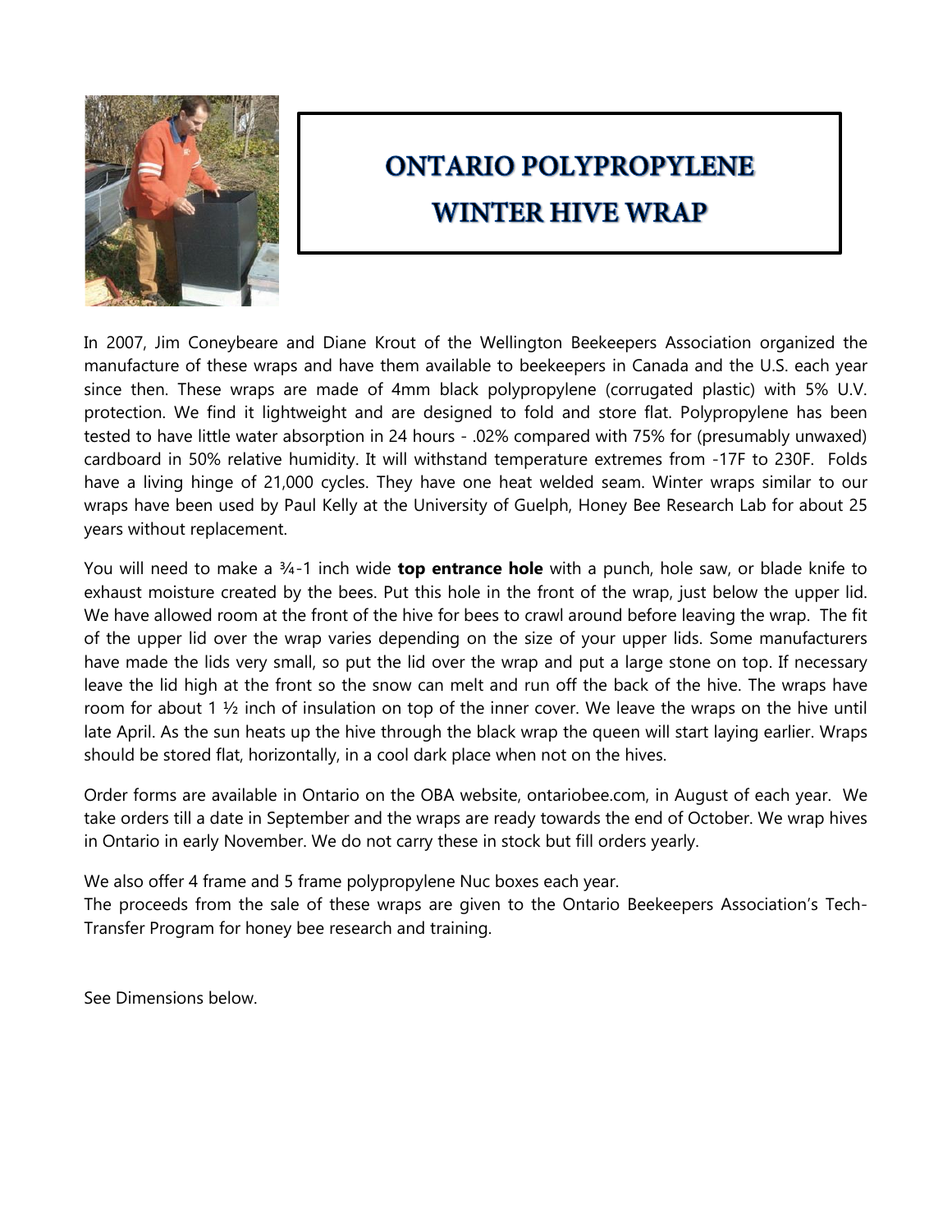# ONTARIO POLYPROPYLENE WINTER HIVE WRAP

In 2007, Jim Coneybeare and Diane Krout of the Wellington Beekeepers Association organized the manufacture of these wraps and have them available to beekeepers in Canada and the U.S. each year since then. These wraps are made of 4mm black polypropylene (corrugated plastic) with 5% U.V. protection. We find it lightweight and are designed to fold and store flat. Polypropylene has been tested to have little water absorption in 24 hours - .02% compared with 75% for (presumably unwaxed) cardboard in 50% relative humidity. It will withstand temperature extremes from -17F to 230F. Folds have a living hinge of 21,000 cycles. They have one heat welded seam. Winter wraps similar to our wraps have been used by Paul Kelly at the University of Guelph, Honey Bee Research Lab for about 25 years without replacement.

You will need to make a ¾-1 inch wide **top entrance hole** with a punch, hole saw, or blade knife to exhaust moisture created by the bees. Put this hole in the front of the wrap, just below the upper lid. We have allowed room at the front of the hive for bees to crawl around before leaving the wrap. The fit of the upper lid over the wrap varies depending on the size of your upper lids. Some manufacturers have made the lids very small, so put the lid over the wrap and put a large stone on top. If necessary leave the lid high at the front so the snow can melt and run off the back of the hive. The wraps have room for about 1 ½ inch of insulation on top of the inner cover. We leave the wraps on the hive until late April. As the sun heats up the hive through the black wrap the queen will start laying earlier. Wraps should be stored flat, horizontally, in a cool dark place when not on the hives.

Order forms are available in Ontario on the OBA website, ontariobee.com, in August of each year. We take orders till a date in September and the wraps are ready towards the end of October. We wrap hives in Ontario in early November. We do not carry these in stock but fill orders yearly.

We also offer 4 frame and 5 frame polypropylene Nuc boxes each year.
The proceeds from the sale of these wraps are given to the Ontario Beekeepers Association's Tech-Transfer Program for honey bee research and training.

See Dimensions below.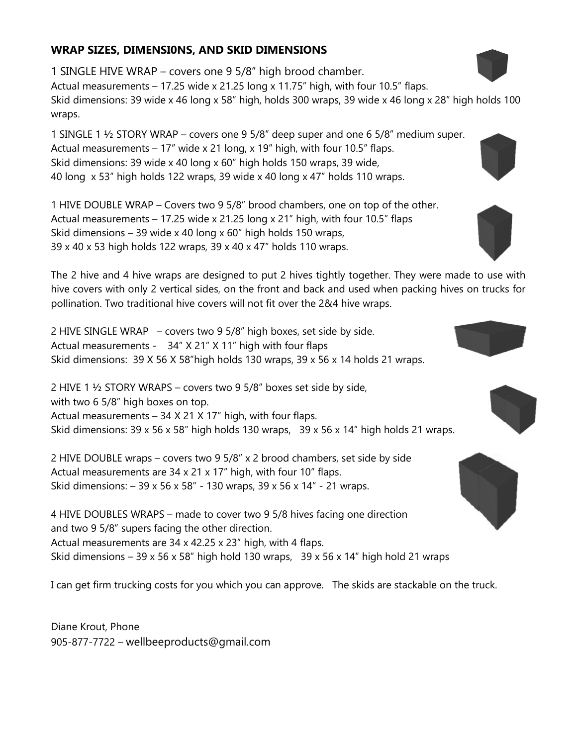**WRAP SIZES, DIMENSI0NS, AND SKID DIMENSIONS**

1 SINGLE HIVE WRAP – covers one 9 5/8" high brood chamber.
Actual measurements – 17.25 wide x 21.25 long x 11.75" high, with four 10.5" flaps.
Skid dimensions: 39 wide x 46 long x 58" high, holds 300 wraps, 39 wide x 46 long x 28" high holds 100 wraps.

1 SINGLE 1 ½ STORY WRAP – covers one 9 5/8" deep super and one 6 5/8" medium super.
Actual measurements – 17" wide x 21 long, x 19" high, with four 10.5" flaps.
Skid dimensions: 39 wide x 40 long x 60" high holds 150 wraps, 39 wide,
40 long x 53" high holds 122 wraps, 39 wide x 40 long x 47" holds 110 wraps.

1 HIVE DOUBLE WRAP – Covers two 9 5/8" brood chambers, one on top of the other.
Actual measurements – 17.25 wide x 21.25 long x 21" high, with four 10.5" flaps
Skid dimensions – 39 wide x 40 long x 60" high holds 150 wraps,
39 x 40 x 53 high holds 122 wraps, 39 x 40 x 47" holds 110 wraps.

The 2 hive and 4 hive wraps are designed to put 2 hives tightly together. They were made to use with hive covers with only 2 vertical sides, on the front and back and used when packing hives on trucks for pollination. Two traditional hive covers will not fit over the 2&4 hive wraps.

2 HIVE SINGLE WRAP – covers two 9 5/8" high boxes, set side by side.
Actual measurements - 34" X 21" X 11" high with four flaps
Skid dimensions: 39 X 56 X 58"high holds 130 wraps, 39 x 56 x 14 holds 21 wraps.

2 HIVE 1 ½ STORY WRAPS – covers two 9 5/8" boxes set side by side,
with two 6 5/8" high boxes on top.
Actual measurements – 34 X 21 X 17" high, with four flaps.
Skid dimensions: 39 x 56 x 58" high holds 130 wraps, 39 x 56 x 14" high holds 21 wraps.

2 HIVE DOUBLE wraps – covers two 9 5/8" x 2 brood chambers, set side by side
Actual measurements are 34 x 21 x 17" high, with four 10" flaps.
Skid dimensions: – 39 x 56 x 58" - 130 wraps, 39 x 56 x 14" - 21 wraps.

4 HIVE DOUBLES WRAPS – made to cover two 9 5/8 hives facing one direction
and two 9 5/8" supers facing the other direction.
Actual measurements are 34 x 42.25 x 23" high, with 4 flaps.
Skid dimensions – 39 x 56 x 58" high hold 130 wraps, 39 x 56 x 14" high hold 21 wraps

I can get firm trucking costs for you which you can approve. The skids are stackable on the truck.

Diane Krout, Phone
905-877-7722 – wellbeeproducts@gmail.com